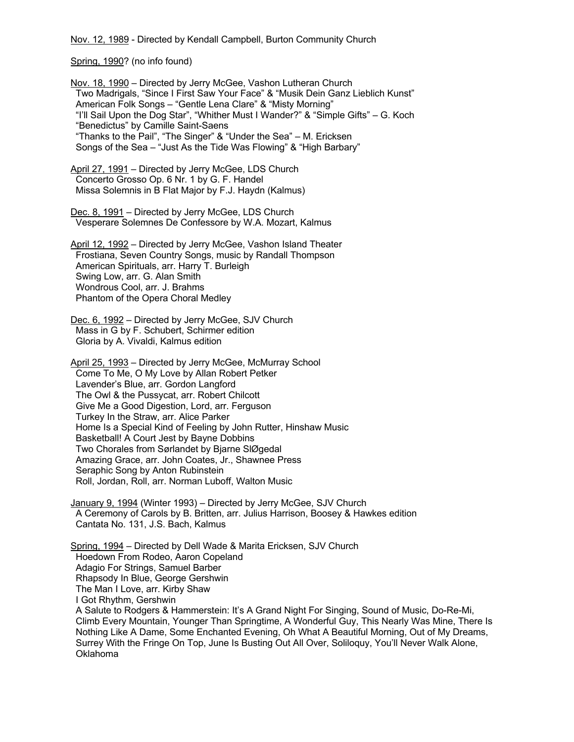<u>Nov. 12, 1989</u> - Directed by Kendall Campbell, Burton Community Church

<u>Spring, 1990</u>? (no info found)

<u>Nov. 18, 1990</u> – Directed by Jerry McGee, Vashon Lutheran Church
Two Madrigals, "Since I First Saw Your Face" & "Musik Dein Ganz Lieblich Kunst"
American Folk Songs – "Gentle Lena Clare" & "Misty Morning"
"I'll Sail Upon the Dog Star", "Whither Must I Wander?" & "Simple Gifts" – G. Koch
"Benedictus" by Camille Saint-Saens
"Thanks to the Pail", "The Singer" & "Under the Sea" – M. Ericksen
Songs of the Sea – "Just As the Tide Was Flowing" & "High Barbary"

<u>April 27, 1991</u> – Directed by Jerry McGee, LDS Church
Concerto Grosso Op. 6 Nr. 1 by G. F. Handel
Missa Solemnis in B Flat Major by F.J. Haydn (Kalmus)

<u>Dec. 8, 1991</u> – Directed by Jerry McGee, LDS Church
Vesperare Solemnes De Confessore by W.A. Mozart, Kalmus

<u>April 12, 1992</u> – Directed by Jerry McGee, Vashon Island Theater
Frostiana, Seven Country Songs, music by Randall Thompson
American Spirituals, arr. Harry T. Burleigh
Swing Low, arr. G. Alan Smith
Wondrous Cool, arr. J. Brahms
Phantom of the Opera Choral Medley

<u>Dec. 6, 1992</u> – Directed by Jerry McGee, SJV Church
Mass in G by F. Schubert, Schirmer edition
Gloria by A. Vivaldi, Kalmus edition

<u>April 25, 1993</u> – Directed by Jerry McGee, McMurray School
Come To Me, O My Love by Allan Robert Petker
Lavender's Blue, arr. Gordon Langford
The Owl & the Pussycat, arr. Robert Chilcott
Give Me a Good Digestion, Lord, arr. Ferguson
Turkey In the Straw, arr. Alice Parker
Home Is a Special Kind of Feeling by John Rutter, Hinshaw Music
Basketball! A Court Jest by Bayne Dobbins
Two Chorales from Sørlandet by Bjarne SlØgedal
Amazing Grace, arr. John Coates, Jr., Shawnee Press
Seraphic Song by Anton Rubinstein
Roll, Jordan, Roll, arr. Norman Luboff, Walton Music

<u>January 9, 1994</u> (Winter 1993) – Directed by Jerry McGee, SJV Church
A Ceremony of Carols by B. Britten, arr. Julius Harrison, Boosey & Hawkes edition
Cantata No. 131, J.S. Bach, Kalmus

<u>Spring, 1994</u> – Directed by Dell Wade & Marita Ericksen, SJV Church
Hoedown From Rodeo, Aaron Copeland
Adagio For Strings, Samuel Barber
Rhapsody In Blue, George Gershwin
The Man I Love, arr. Kirby Shaw
I Got Rhythm, Gershwin
A Salute to Rodgers & Hammerstein: It's A Grand Night For Singing, Sound of Music, Do-Re-Mi, Climb Every Mountain, Younger Than Springtime, A Wonderful Guy, This Nearly Was Mine, There Is Nothing Like A Dame, Some Enchanted Evening, Oh What A Beautiful Morning, Out of My Dreams, Surrey With the Fringe On Top, June Is Busting Out All Over, Soliloquy, You'll Never Walk Alone, Oklahoma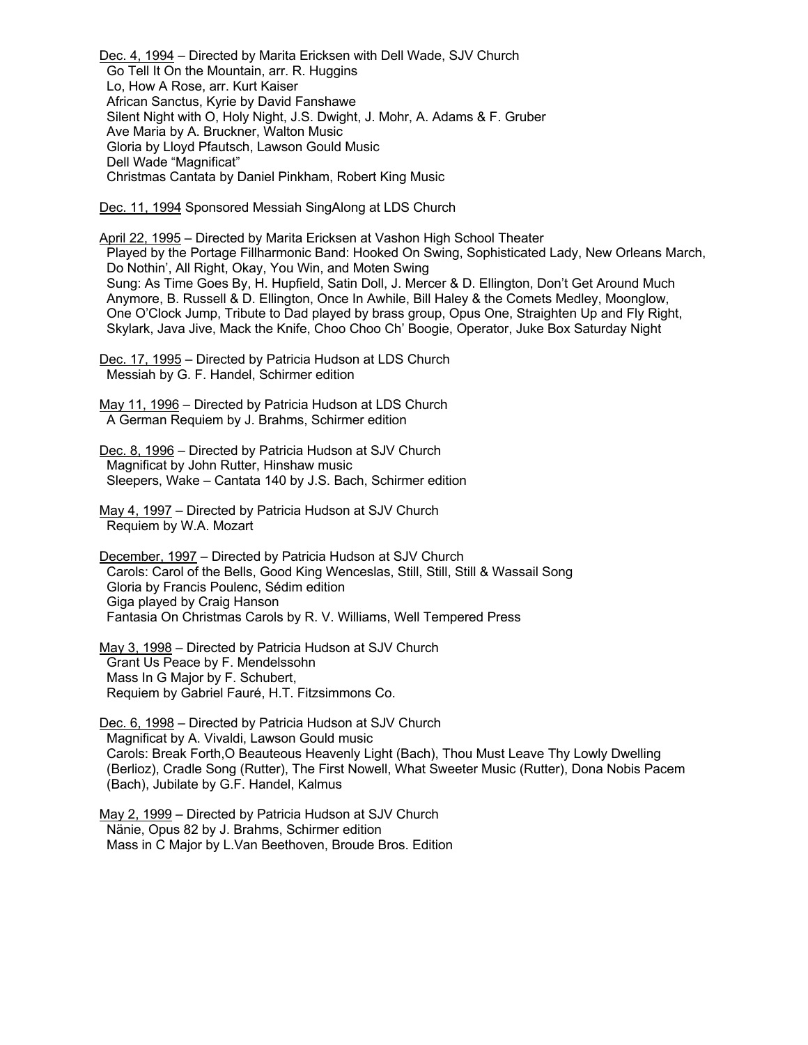Dec. 4, 1994 – Directed by Marita Ericksen with Dell Wade, SJV Church
Go Tell It On the Mountain, arr. R. Huggins
Lo, How A Rose, arr. Kurt Kaiser
African Sanctus, Kyrie by David Fanshawe
Silent Night with O, Holy Night, J.S. Dwight, J. Mohr, A. Adams & F. Gruber
Ave Maria by A. Bruckner, Walton Music
Gloria by Lloyd Pfautsch, Lawson Gould Music
Dell Wade "Magnificat"
Christmas Cantata by Daniel Pinkham, Robert King Music

Dec. 11, 1994 Sponsored Messiah SingAlong at LDS Church

April 22, 1995 – Directed by Marita Ericksen at Vashon High School Theater
Played by the Portage Fillharmonic Band: Hooked On Swing, Sophisticated Lady, New Orleans March, Do Nothin', All Right, Okay, You Win, and Moten Swing
Sung: As Time Goes By, H. Hupfield, Satin Doll, J. Mercer & D. Ellington, Don't Get Around Much Anymore, B. Russell & D. Ellington, Once In Awhile, Bill Haley & the Comets Medley, Moonglow, One O'Clock Jump, Tribute to Dad played by brass group, Opus One, Straighten Up and Fly Right, Skylark, Java Jive, Mack the Knife, Choo Choo Ch' Boogie, Operator, Juke Box Saturday Night

Dec. 17, 1995 – Directed by Patricia Hudson at LDS Church
Messiah by G. F. Handel, Schirmer edition

May 11, 1996 – Directed by Patricia Hudson at LDS Church
A German Requiem by J. Brahms, Schirmer edition

Dec. 8, 1996 – Directed by Patricia Hudson at SJV Church
Magnificat by John Rutter, Hinshaw music
Sleepers, Wake – Cantata 140 by J.S. Bach, Schirmer edition

May 4, 1997 – Directed by Patricia Hudson at SJV Church
Requiem by W.A. Mozart

December, 1997 – Directed by Patricia Hudson at SJV Church
Carols: Carol of the Bells, Good King Wenceslas, Still, Still, Still & Wassail Song
Gloria by Francis Poulenc, Sédim edition
Giga played by Craig Hanson
Fantasia On Christmas Carols by R. V. Williams, Well Tempered Press

May 3, 1998 – Directed by Patricia Hudson at SJV Church
Grant Us Peace by F. Mendelssohn
Mass In G Major by F. Schubert,
Requiem by Gabriel Fauré, H.T. Fitzsimmons Co.

Dec. 6, 1998 – Directed by Patricia Hudson at SJV Church
Magnificat by A. Vivaldi, Lawson Gould music
Carols: Break Forth,O Beauteous Heavenly Light (Bach), Thou Must Leave Thy Lowly Dwelling (Berlioz), Cradle Song (Rutter), The First Nowell, What Sweeter Music (Rutter), Dona Nobis Pacem (Bach), Jubilate by G.F. Handel, Kalmus

May 2, 1999 – Directed by Patricia Hudson at SJV Church
Nänie, Opus 82 by J. Brahms, Schirmer edition
Mass in C Major by L.Van Beethoven, Broude Bros. Edition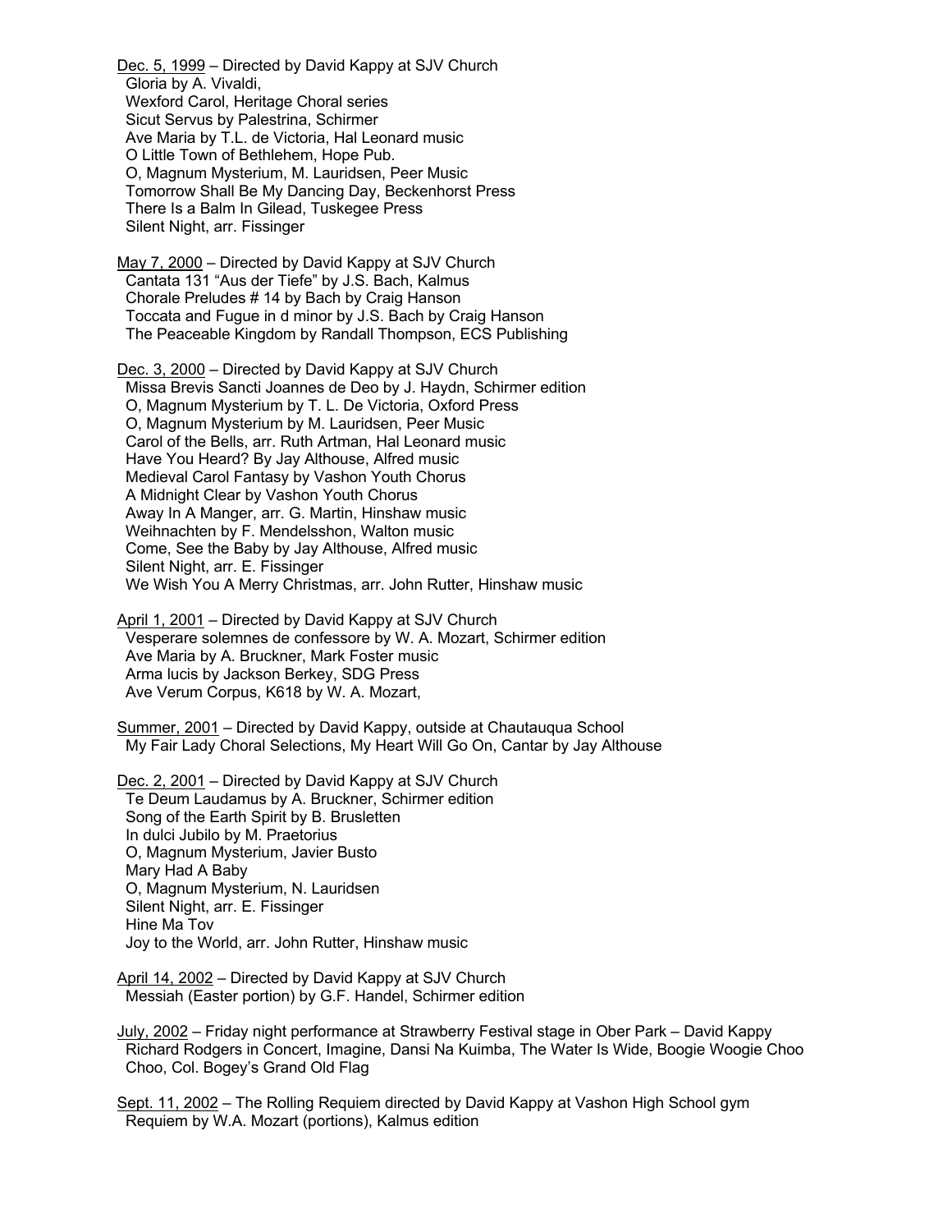Dec. 5, 1999 – Directed by David Kappy at SJV Church
Gloria by A. Vivaldi,
Wexford Carol, Heritage Choral series
Sicut Servus by Palestrina, Schirmer
Ave Maria by T.L. de Victoria, Hal Leonard music
O Little Town of Bethlehem, Hope Pub.
O, Magnum Mysterium, M. Lauridsen, Peer Music
Tomorrow Shall Be My Dancing Day, Beckenhorst Press
There Is a Balm In Gilead, Tuskegee Press
Silent Night, arr. Fissinger

May 7, 2000 – Directed by David Kappy at SJV Church
Cantata 131 "Aus der Tiefe" by J.S. Bach, Kalmus
Chorale Preludes # 14 by Bach by Craig Hanson
Toccata and Fugue in d minor by J.S. Bach by Craig Hanson
The Peaceable Kingdom by Randall Thompson, ECS Publishing

Dec. 3, 2000 – Directed by David Kappy at SJV Church
Missa Brevis Sancti Joannes de Deo by J. Haydn, Schirmer edition
O, Magnum Mysterium by T. L. De Victoria, Oxford Press
O, Magnum Mysterium by M. Lauridsen, Peer Music
Carol of the Bells, arr. Ruth Artman, Hal Leonard music
Have You Heard? By Jay Althouse, Alfred music
Medieval Carol Fantasy by Vashon Youth Chorus
A Midnight Clear by Vashon Youth Chorus
Away In A Manger, arr. G. Martin, Hinshaw music
Weihnachten by F. Mendelsshon, Walton music
Come, See the Baby by Jay Althouse, Alfred music
Silent Night, arr. E. Fissinger
We Wish You A Merry Christmas, arr. John Rutter, Hinshaw music

April 1, 2001 – Directed by David Kappy at SJV Church
Vesperare solemnes de confessore by W. A. Mozart, Schirmer edition
Ave Maria by A. Bruckner, Mark Foster music
Arma lucis by Jackson Berkey, SDG Press
Ave Verum Corpus, K618 by W. A. Mozart,

Summer, 2001 – Directed by David Kappy, outside at Chautauqua School
My Fair Lady Choral Selections, My Heart Will Go On, Cantar by Jay Althouse

Dec. 2, 2001 – Directed by David Kappy at SJV Church
Te Deum Laudamus by A. Bruckner, Schirmer edition
Song of the Earth Spirit by B. Brusletten
In dulci Jubilo by M. Praetorius
O, Magnum Mysterium, Javier Busto
Mary Had A Baby
O, Magnum Mysterium, N. Lauridsen
Silent Night, arr. E. Fissinger
Hine Ma Tov
Joy to the World, arr. John Rutter, Hinshaw music

April 14, 2002 – Directed by David Kappy at SJV Church
Messiah (Easter portion) by G.F. Handel, Schirmer edition

July, 2002 – Friday night performance at Strawberry Festival stage in Ober Park – David Kappy
Richard Rodgers in Concert, Imagine, Dansi Na Kuimba, The Water Is Wide, Boogie Woogie Choo Choo, Col. Bogey's Grand Old Flag

Sept. 11, 2002 – The Rolling Requiem directed by David Kappy at Vashon High School gym
Requiem by W.A. Mozart (portions), Kalmus edition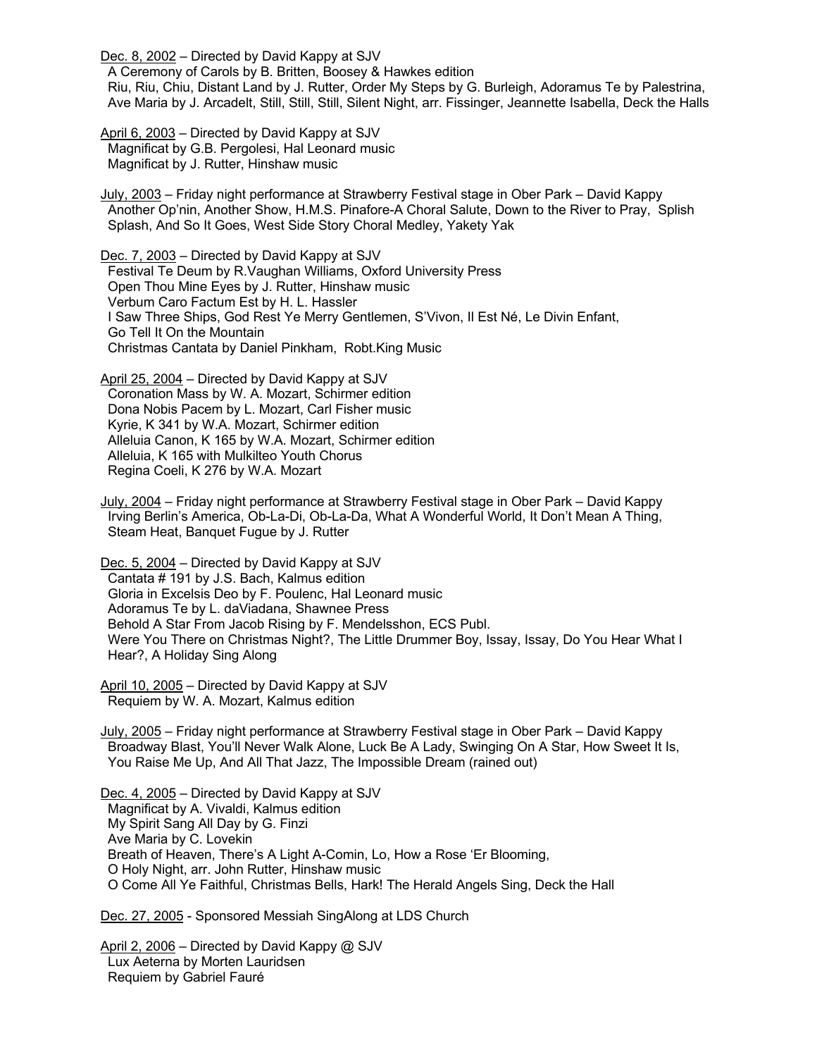<u>Dec. 8, 2002</u> – Directed by David Kappy at SJV
A Ceremony of Carols by B. Britten, Boosey & Hawkes edition
Riu, Riu, Chiu, Distant Land by J. Rutter, Order My Steps by G. Burleigh, Adoramus Te by Palestrina, Ave Maria by J. Arcadelt, Still, Still, Still, Silent Night, arr. Fissinger, Jeannette Isabella, Deck the Halls

<u>April 6, 2003</u> – Directed by David Kappy at SJV
Magnificat by G.B. Pergolesi, Hal Leonard music
Magnificat by J. Rutter, Hinshaw music

<u>July, 2003</u> – Friday night performance at Strawberry Festival stage in Ober Park – David Kappy
Another Op'nin, Another Show, H.M.S. Pinafore-A Choral Salute, Down to the River to Pray, Splish Splash, And So It Goes, West Side Story Choral Medley, Yakety Yak

<u>Dec. 7, 2003</u> – Directed by David Kappy at SJV
Festival Te Deum by R.Vaughan Williams, Oxford University Press
Open Thou Mine Eyes by J. Rutter, Hinshaw music
Verbum Caro Factum Est by H. L. Hassler
I Saw Three Ships, God Rest Ye Merry Gentlemen, S'Vivon, Il Est Né, Le Divin Enfant, Go Tell It On the Mountain
Christmas Cantata by Daniel Pinkham, Robt.King Music

<u>April 25, 2004</u> – Directed by David Kappy at SJV
Coronation Mass by W. A. Mozart, Schirmer edition
Dona Nobis Pacem by L. Mozart, Carl Fisher music
Kyrie, K 341 by W.A. Mozart, Schirmer edition
Alleluia Canon, K 165 by W.A. Mozart, Schirmer edition
Alleluia, K 165 with Mulkilteo Youth Chorus
Regina Coeli, K 276 by W.A. Mozart

<u>July, 2004</u> – Friday night performance at Strawberry Festival stage in Ober Park – David Kappy
Irving Berlin's America, Ob-La-Di, Ob-La-Da, What A Wonderful World, It Don't Mean A Thing, Steam Heat, Banquet Fugue by J. Rutter

<u>Dec. 5, 2004</u> – Directed by David Kappy at SJV
Cantata # 191 by J.S. Bach, Kalmus edition
Gloria in Excelsis Deo by F. Poulenc, Hal Leonard music
Adoramus Te by L. daViadana, Shawnee Press
Behold A Star From Jacob Rising by F. Mendelsshon, ECS Publ.
Were You There on Christmas Night?, The Little Drummer Boy, Issay, Issay, Do You Hear What I Hear?, A Holiday Sing Along

<u>April 10, 2005</u> – Directed by David Kappy at SJV
Requiem by W. A. Mozart, Kalmus edition

<u>July, 2005</u> – Friday night performance at Strawberry Festival stage in Ober Park – David Kappy
Broadway Blast, You'll Never Walk Alone, Luck Be A Lady, Swinging On A Star, How Sweet It Is, You Raise Me Up, And All That Jazz, The Impossible Dream (rained out)

<u>Dec. 4, 2005</u> – Directed by David Kappy at SJV
Magnificat by A. Vivaldi, Kalmus edition
My Spirit Sang All Day by G. Finzi
Ave Maria by C. Lovekin
Breath of Heaven, There's A Light A-Comin, Lo, How a Rose 'Er Blooming,
O Holy Night, arr. John Rutter, Hinshaw music
O Come All Ye Faithful, Christmas Bells, Hark! The Herald Angels Sing, Deck the Hall

<u>Dec. 27, 2005</u> - Sponsored Messiah SingAlong at LDS Church

<u>April 2, 2006</u> – Directed by David Kappy @ SJV
Lux Aeterna by Morten Lauridsen
Requiem by Gabriel Fauré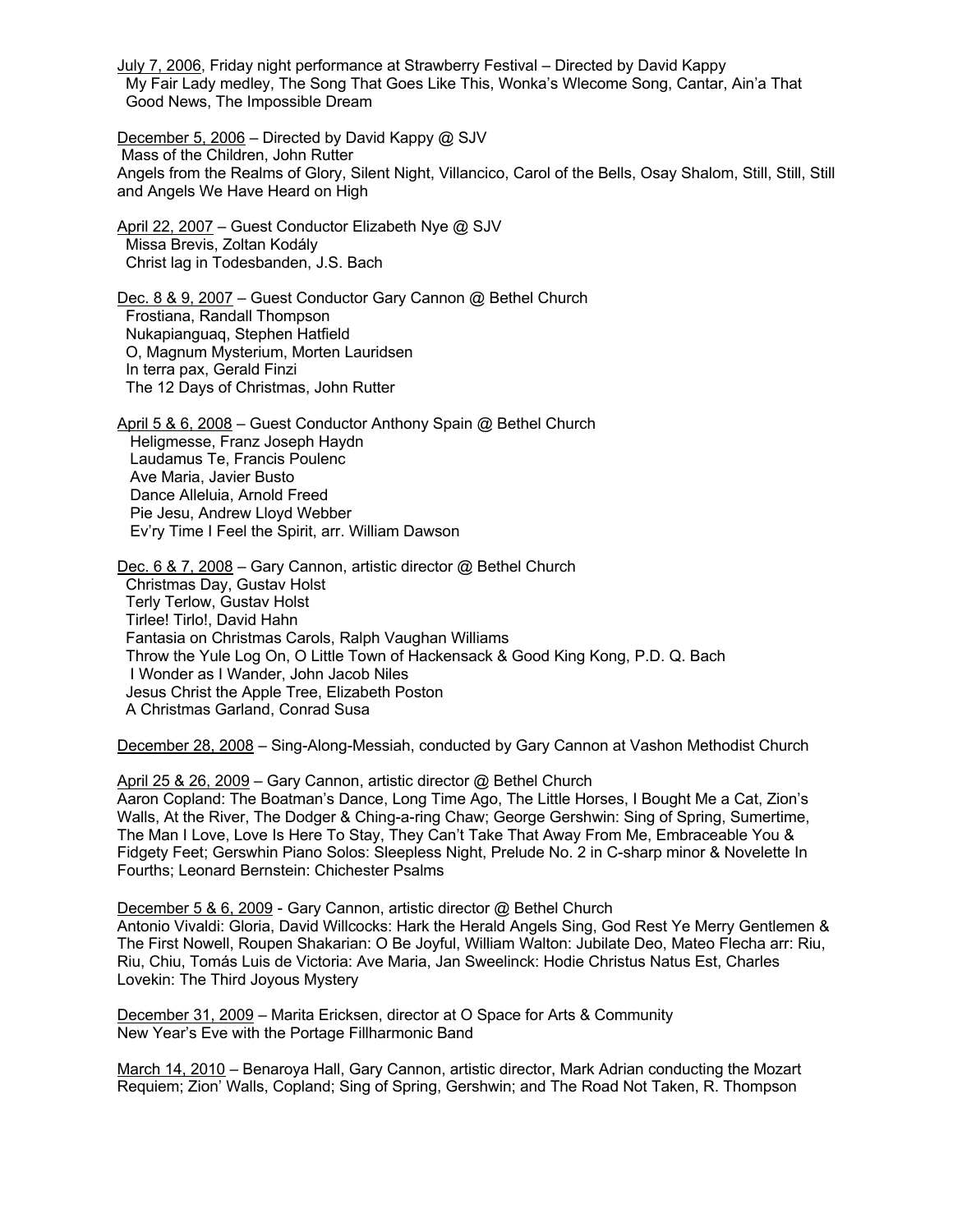July 7, 2006, Friday night performance at Strawberry Festival – Directed by David Kappy
My Fair Lady medley, The Song That Goes Like This, Wonka's Wlecome Song, Cantar, Ain'a That Good News, The Impossible Dream

December 5, 2006 – Directed by David Kappy @ SJV
Mass of the Children, John Rutter
Angels from the Realms of Glory, Silent Night, Villancico, Carol of the Bells, Osay Shalom, Still, Still, Still and Angels We Have Heard on High

April 22, 2007 – Guest Conductor Elizabeth Nye @ SJV
Missa Brevis, Zoltan Kodály
Christ lag in Todesbanden, J.S. Bach

Dec. 8 & 9, 2007 – Guest Conductor Gary Cannon @ Bethel Church
Frostiana, Randall Thompson
Nukapianguaq, Stephen Hatfield
O, Magnum Mysterium, Morten Lauridsen
In terra pax, Gerald Finzi
The 12 Days of Christmas, John Rutter

April 5 & 6, 2008 – Guest Conductor Anthony Spain @ Bethel Church
Heligmesse, Franz Joseph Haydn
Laudamus Te, Francis Poulenc
Ave Maria, Javier Busto
Dance Alleluia, Arnold Freed
Pie Jesu, Andrew Lloyd Webber
Ev'ry Time I Feel the Spirit, arr. William Dawson

Dec. 6 & 7, 2008 – Gary Cannon, artistic director @ Bethel Church
Christmas Day, Gustav Holst
Terly Terlow, Gustav Holst
Tirlee! Tirlo!, David Hahn
Fantasia on Christmas Carols, Ralph Vaughan Williams
Throw the Yule Log On, O Little Town of Hackensack & Good King Kong, P.D. Q. Bach
I Wonder as I Wander, John Jacob Niles
Jesus Christ the Apple Tree, Elizabeth Poston
A Christmas Garland, Conrad Susa

December 28, 2008 – Sing-Along-Messiah, conducted by Gary Cannon at Vashon Methodist Church

April 25 & 26, 2009 – Gary Cannon, artistic director @ Bethel Church
Aaron Copland: The Boatman's Dance, Long Time Ago, The Little Horses, I Bought Me a Cat, Zion's Walls, At the River, The Dodger & Ching-a-ring Chaw; George Gershwin: Sing of Spring, Sumertime, The Man I Love, Love Is Here To Stay, They Can't Take That Away From Me, Embraceable You & Fidgety Feet; Gerswhin Piano Solos: Sleepless Night, Prelude No. 2 in C-sharp minor & Novelette In Fourths; Leonard Bernstein: Chichester Psalms

December 5 & 6, 2009 - Gary Cannon, artistic director @ Bethel Church
Antonio Vivaldi: Gloria, David Willcocks: Hark the Herald Angels Sing, God Rest Ye Merry Gentlemen & The First Nowell, Roupen Shakarian: O Be Joyful, William Walton: Jubilate Deo, Mateo Flecha arr: Riu, Riu, Chiu, Tomás Luis de Victoria: Ave Maria, Jan Sweelinck: Hodie Christus Natus Est, Charles Lovekin: The Third Joyous Mystery

December 31, 2009 – Marita Ericksen, director at O Space for Arts & Community
New Year's Eve with the Portage Fillharmonic Band

March 14, 2010 – Benaroya Hall, Gary Cannon, artistic director, Mark Adrian conducting the Mozart Requiem; Zion' Walls, Copland; Sing of Spring, Gershwin; and The Road Not Taken, R. Thompson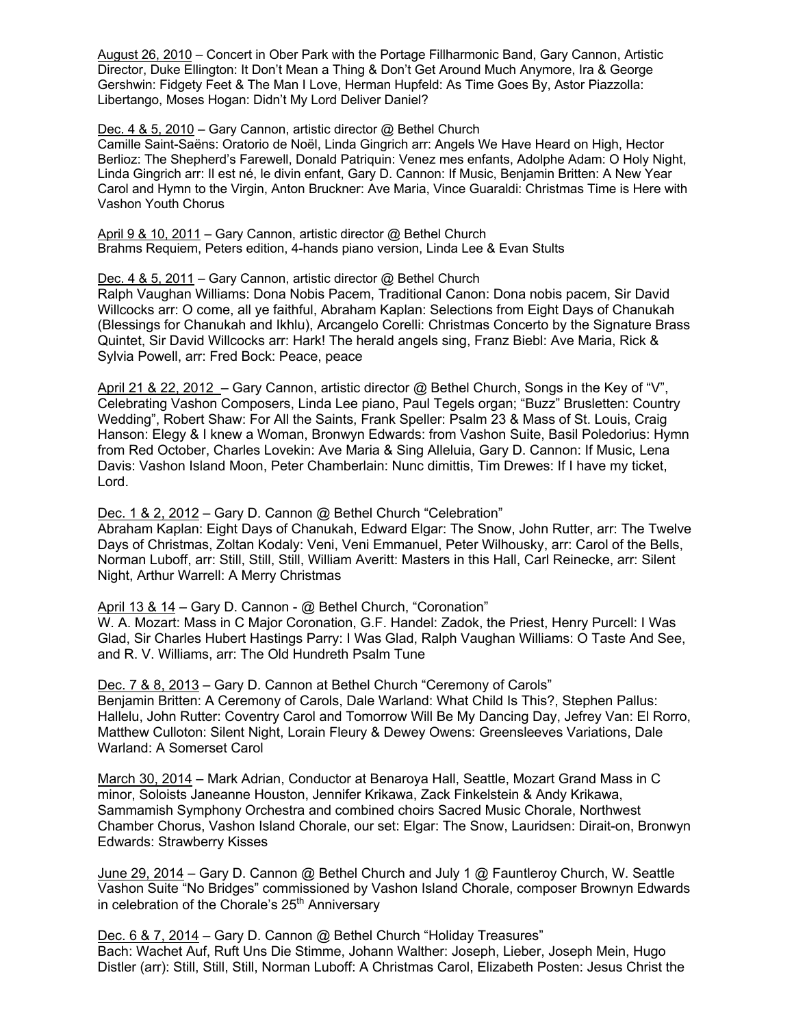<u>August 26, 2010</u> – Concert in Ober Park with the Portage Fillharmonic Band, Gary Cannon, Artistic Director, Duke Ellington: It Don't Mean a Thing & Don't Get Around Much Anymore, Ira & George Gershwin: Fidgety Feet & The Man I Love, Herman Hupfeld: As Time Goes By, Astor Piazzolla: Libertango, Moses Hogan: Didn't My Lord Deliver Daniel?

<u>Dec. 4 & 5, 2010</u> – Gary Cannon, artistic director @ Bethel Church
Camille Saint-Saëns: Oratorio de Noël, Linda Gingrich arr: Angels We Have Heard on High, Hector Berlioz: The Shepherd's Farewell, Donald Patriquin: Venez mes enfants, Adolphe Adam: O Holy Night, Linda Gingrich arr: Il est né, le divin enfant, Gary D. Cannon: If Music, Benjamin Britten: A New Year Carol and Hymn to the Virgin, Anton Bruckner: Ave Maria, Vince Guaraldi: Christmas Time is Here with Vashon Youth Chorus

<u>April 9 & 10, 2011</u> – Gary Cannon, artistic director @ Bethel Church
Brahms Requiem, Peters edition, 4-hands piano version, Linda Lee & Evan Stults

<u>Dec. 4 & 5, 2011</u> – Gary Cannon, artistic director @ Bethel Church
Ralph Vaughan Williams: Dona Nobis Pacem, Traditional Canon: Dona nobis pacem, Sir David Willcocks arr: O come, all ye faithful, Abraham Kaplan: Selections from Eight Days of Chanukah (Blessings for Chanukah and Ikhlu), Arcangelo Corelli: Christmas Concerto by the Signature Brass Quintet, Sir David Willcocks arr: Hark! The herald angels sing, Franz Biebl: Ave Maria, Rick & Sylvia Powell, arr: Fred Bock: Peace, peace

<u>April 21 & 22, 2012</u> – Gary Cannon, artistic director @ Bethel Church, Songs in the Key of "V", Celebrating Vashon Composers, Linda Lee piano, Paul Tegels organ; "Buzz" Brusletten: Country Wedding", Robert Shaw: For All the Saints, Frank Speller: Psalm 23 & Mass of St. Louis, Craig Hanson: Elegy & I knew a Woman, Bronwyn Edwards: from Vashon Suite, Basil Poledorius: Hymn from Red October, Charles Lovekin: Ave Maria & Sing Alleluia, Gary D. Cannon: If Music, Lena Davis: Vashon Island Moon, Peter Chamberlain: Nunc dimittis, Tim Drewes: If I have my ticket, Lord.

<u>Dec. 1 & 2, 2012</u> – Gary D. Cannon @ Bethel Church "Celebration"
Abraham Kaplan: Eight Days of Chanukah, Edward Elgar: The Snow, John Rutter, arr: The Twelve Days of Christmas, Zoltan Kodaly: Veni, Veni Emmanuel, Peter Wilhousky, arr: Carol of the Bells, Norman Luboff, arr: Still, Still, Still, William Averitt: Masters in this Hall, Carl Reinecke, arr: Silent Night, Arthur Warrell: A Merry Christmas

<u>April 13 & 14</u> – Gary D. Cannon - @ Bethel Church, "Coronation"
W. A. Mozart: Mass in C Major Coronation, G.F. Handel: Zadok, the Priest, Henry Purcell: I Was Glad, Sir Charles Hubert Hastings Parry: I Was Glad, Ralph Vaughan Williams: O Taste And See, and R. V. Williams, arr: The Old Hundreth Psalm Tune

<u>Dec. 7 & 8, 2013</u> – Gary D. Cannon at Bethel Church "Ceremony of Carols"
Benjamin Britten: A Ceremony of Carols, Dale Warland: What Child Is This?, Stephen Pallus: Hallelu, John Rutter: Coventry Carol and Tomorrow Will Be My Dancing Day, Jefrey Van: El Rorro, Matthew Culloton: Silent Night, Lorain Fleury & Dewey Owens: Greensleeves Variations, Dale Warland: A Somerset Carol

<u>March 30, 2014</u> – Mark Adrian, Conductor at Benaroya Hall, Seattle, Mozart Grand Mass in C minor, Soloists Janeanne Houston, Jennifer Krikawa, Zack Finkelstein & Andy Krikawa, Sammamish Symphony Orchestra and combined choirs Sacred Music Chorale, Northwest Chamber Chorus, Vashon Island Chorale, our set: Elgar: The Snow, Lauridsen: Dirait-on, Bronwyn Edwards: Strawberry Kisses

<u>June 29, 2014</u> – Gary D. Cannon @ Bethel Church and July 1 @ Fauntleroy Church, W. Seattle Vashon Suite "No Bridges" commissioned by Vashon Island Chorale, composer Brownyn Edwards in celebration of the Chorale's 25th Anniversary

<u>Dec. 6 & 7, 2014</u> – Gary D. Cannon @ Bethel Church "Holiday Treasures"
Bach: Wachet Auf, Ruft Uns Die Stimme, Johann Walther: Joseph, Lieber, Joseph Mein, Hugo Distler (arr): Still, Still, Still, Norman Luboff: A Christmas Carol, Elizabeth Posten: Jesus Christ the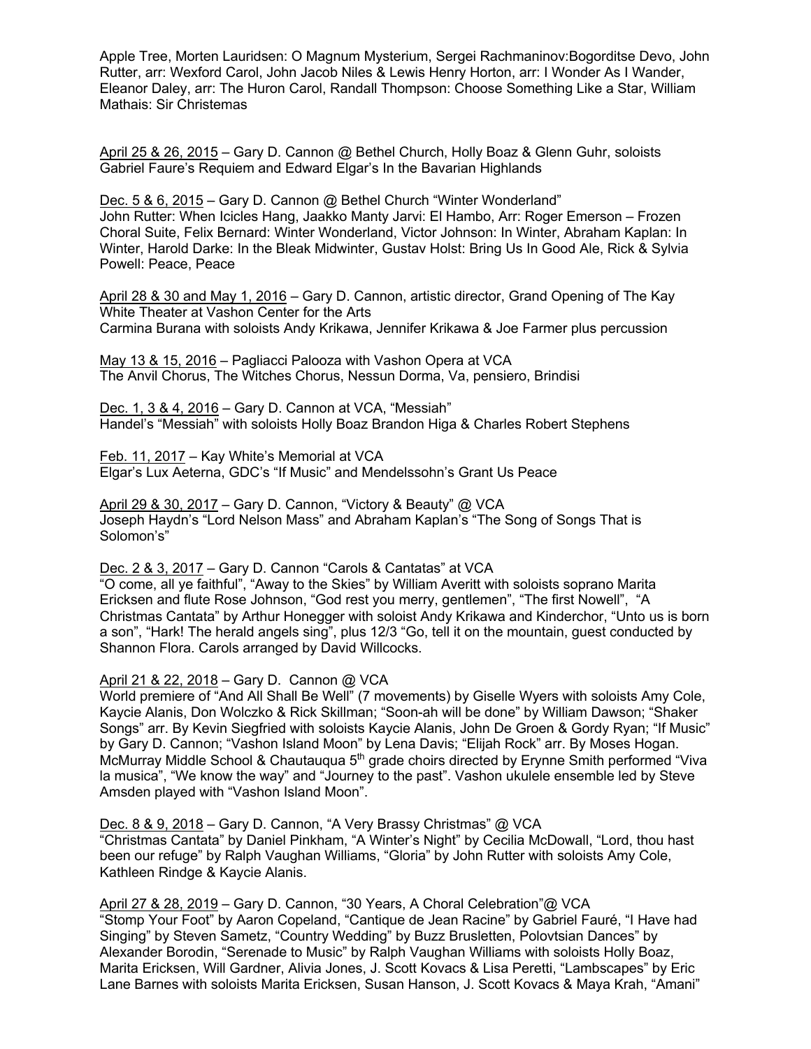Apple Tree, Morten Lauridsen: O Magnum Mysterium, Sergei Rachmaninov:Bogorditse Devo, John Rutter, arr: Wexford Carol, John Jacob Niles & Lewis Henry Horton, arr: I Wonder As I Wander, Eleanor Daley, arr: The Huron Carol, Randall Thompson: Choose Something Like a Star, William Mathais: Sir Christemas

<u>April 25 & 26, 2015</u> – Gary D. Cannon @ Bethel Church, Holly Boaz & Glenn Guhr, soloists
Gabriel Faure's Requiem and Edward Elgar's In the Bavarian Highlands

<u>Dec. 5 & 6, 2015</u> – Gary D. Cannon @ Bethel Church "Winter Wonderland"
John Rutter: When Icicles Hang, Jaakko Manty Jarvi: El Hambo, Arr: Roger Emerson – Frozen Choral Suite, Felix Bernard: Winter Wonderland, Victor Johnson: In Winter, Abraham Kaplan: In Winter, Harold Darke: In the Bleak Midwinter, Gustav Holst: Bring Us In Good Ale, Rick & Sylvia Powell: Peace, Peace

<u>April 28 & 30 and May 1, 2016</u> – Gary D. Cannon, artistic director, Grand Opening of The Kay White Theater at Vashon Center for the Arts
Carmina Burana with soloists Andy Krikawa, Jennifer Krikawa & Joe Farmer plus percussion

<u>May 13 & 15, 2016</u> – Pagliacci Palooza with Vashon Opera at VCA
The Anvil Chorus, The Witches Chorus, Nessun Dorma, Va, pensiero, Brindisi

<u>Dec. 1, 3 & 4, 2016</u> – Gary D. Cannon at VCA, "Messiah"
Handel's "Messiah" with soloists Holly Boaz Brandon Higa & Charles Robert Stephens

<u>Feb. 11, 2017</u> – Kay White's Memorial at VCA
Elgar's Lux Aeterna, GDC's "If Music" and Mendelssohn's Grant Us Peace

<u>April 29 & 30, 2017</u> – Gary D. Cannon, "Victory & Beauty" @ VCA
Joseph Haydn's "Lord Nelson Mass" and Abraham Kaplan's "The Song of Songs That is Solomon's"

<u>Dec. 2 & 3, 2017</u> – Gary D. Cannon "Carols & Cantatas" at VCA
"O come, all ye faithful", "Away to the Skies" by William Averitt with soloists soprano Marita Ericksen and flute Rose Johnson, "God rest you merry, gentlemen", "The first Nowell", "A Christmas Cantata" by Arthur Honegger with soloist Andy Krikawa and Kinderchor, "Unto us is born a son", "Hark! The herald angels sing", plus 12/3 "Go, tell it on the mountain, guest conducted by Shannon Flora. Carols arranged by David Willcocks.

<u>April 21 & 22, 2018</u> – Gary D. Cannon @ VCA
World premiere of "And All Shall Be Well" (7 movements) by Giselle Wyers with soloists Amy Cole, Kaycie Alanis, Don Wolczko & Rick Skillman; "Soon-ah will be done" by William Dawson; "Shaker Songs" arr. By Kevin Siegfried with soloists Kaycie Alanis, John De Groen & Gordy Ryan; "If Music" by Gary D. Cannon; "Vashon Island Moon" by Lena Davis; "Elijah Rock" arr. By Moses Hogan. McMurray Middle School & Chautauqua 5th grade choirs directed by Erynne Smith performed "Viva la musica", "We know the way" and "Journey to the past". Vashon ukulele ensemble led by Steve Amsden played with "Vashon Island Moon".

<u>Dec. 8 & 9, 2018</u> – Gary D. Cannon, "A Very Brassy Christmas" @ VCA
"Christmas Cantata" by Daniel Pinkham, "A Winter's Night" by Cecilia McDowall, "Lord, thou hast been our refuge" by Ralph Vaughan Williams, "Gloria" by John Rutter with soloists Amy Cole, Kathleen Rindge & Kaycie Alanis.

<u>April 27 & 28, 2019</u> – Gary D. Cannon, "30 Years, A Choral Celebration"@ VCA
"Stomp Your Foot" by Aaron Copeland, "Cantique de Jean Racine" by Gabriel Fauré, "I Have had Singing" by Steven Sametz, "Country Wedding" by Buzz Brusletten, Polovtsian Dances" by Alexander Borodin, "Serenade to Music" by Ralph Vaughan Williams with soloists Holly Boaz, Marita Ericksen, Will Gardner, Alivia Jones, J. Scott Kovacs & Lisa Peretti, "Lambscapes" by Eric Lane Barnes with soloists Marita Ericksen, Susan Hanson, J. Scott Kovacs & Maya Krah, "Amani"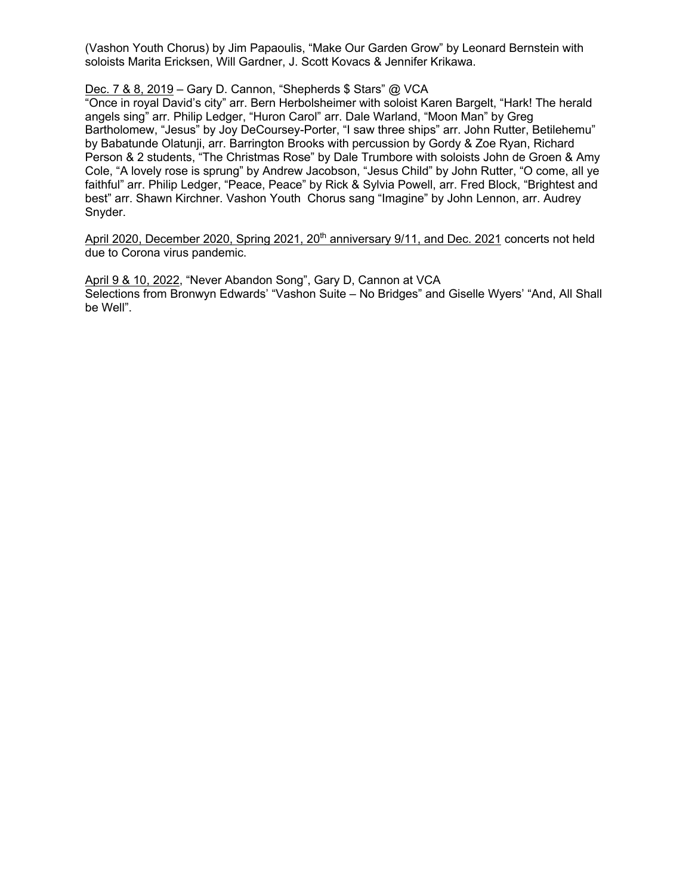(Vashon Youth Chorus) by Jim Papaoulis, "Make Our Garden Grow" by Leonard Bernstein with soloists Marita Ericksen, Will Gardner, J. Scott Kovacs & Jennifer Krikawa.

Dec. 7 & 8, 2019 – Gary D. Cannon, "Shepherds $ Stars" @ VCA
"Once in royal David's city" arr. Bern Herbolsheimer with soloist Karen Bargelt, "Hark! The herald angels sing" arr. Philip Ledger, "Huron Carol" arr. Dale Warland, "Moon Man" by Greg Bartholomew, "Jesus" by Joy DeCoursey-Porter, "I saw three ships" arr. John Rutter, Betilehemu" by Babatunde Olatunji, arr. Barrington Brooks with percussion by Gordy & Zoe Ryan, Richard Person & 2 students, "The Christmas Rose" by Dale Trumbore with soloists John de Groen & Amy Cole, "A lovely rose is sprung" by Andrew Jacobson, "Jesus Child" by John Rutter, "O come, all ye faithful" arr. Philip Ledger, "Peace, Peace" by Rick & Sylvia Powell, arr. Fred Block, "Brightest and best" arr. Shawn Kirchner. Vashon Youth Chorus sang "Imagine" by John Lennon, arr. Audrey Snyder.

April 2020, December 2020, Spring 2021, 20th anniversary 9/11, and Dec. 2021 concerts not held due to Corona virus pandemic.

April 9 & 10, 2022, "Never Abandon Song", Gary D, Cannon at VCA
Selections from Bronwyn Edwards' "Vashon Suite – No Bridges" and Giselle Wyers' "And, All Shall be Well".